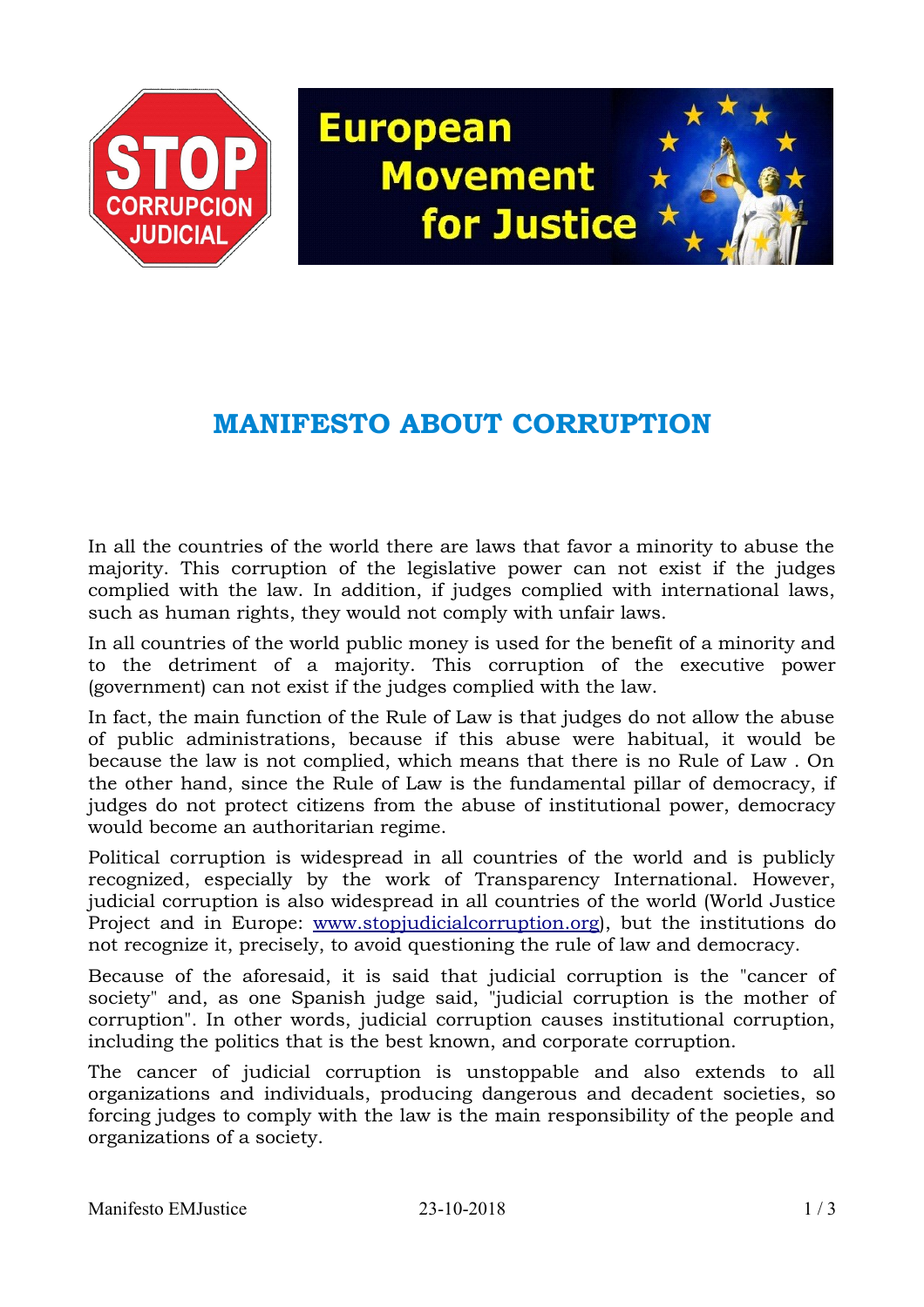STOP CORRUPCION JUDICIAL

European Movement for Justice

# MANIFESTO ABOUT CORRUPTION

In all the countries of the world there are laws that favor a minority to abuse the majority. This corruption of the legislative power can not exist if the judges complied with the law. In addition, if judges complied with international laws, such as human rights, they would not comply with unfair laws.

In all countries of the world public money is used for the benefit of a minority and to the detriment of a majority. This corruption of the executive power (government) can not exist if the judges complied with the law.

In fact, the main function of the Rule of Law is that judges do not allow the abuse of public administrations, because if this abuse were habitual, it would be because the law is not complied, which means that there is no Rule of Law . On the other hand, since the Rule of Law is the fundamental pillar of democracy, if judges do not protect citizens from the abuse of institutional power, democracy would become an authoritarian regime.

Political corruption is widespread in all countries of the world and is publicly recognized, especially by the work of Transparency International. However, judicial corruption is also widespread in all countries of the world (World Justice Project and in Europe: [www.stopjudicialcorruption.org](http://www.stopjudicialcorruption.org)), but the institutions do not recognize it, precisely, to avoid questioning the rule of law and democracy.

Because of the aforesaid, it is said that judicial corruption is the "cancer of society" and, as one Spanish judge said, "judicial corruption is the mother of corruption". In other words, judicial corruption causes institutional corruption, including the politics that is the best known, and corporate corruption.

The cancer of judicial corruption is unstoppable and also extends to all organizations and individuals, producing dangerous and decadent societies, so forcing judges to comply with the law is the main responsibility of the people and organizations of a society.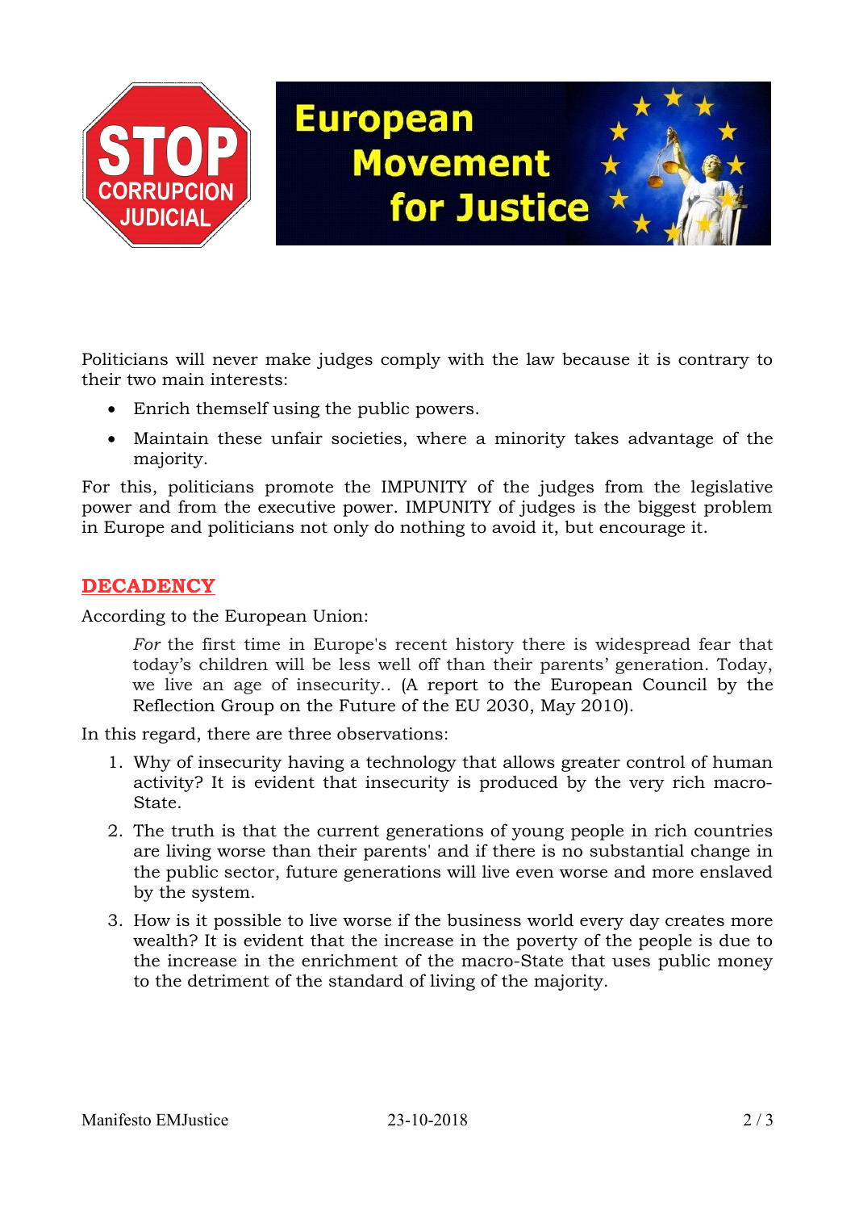Politicians will never make judges comply with the law because it is contrary to their two main interests:

- Enrich themself using the public powers.
- Maintain these unfair societies, where a minority takes advantage of the majority.

For this, politicians promote the IMPUNITY of the judges from the legislative power and from the executive power. IMPUNITY of judges is the biggest problem in Europe and politicians not only do nothing to avoid it, but encourage it.

## DECADENCY

According to the European Union:

> *For* the first time in Europe's recent history there is widespread fear that today's children will be less well off than their parents' generation. Today, we live an age of insecurity.. (A report to the European Council by the Reflection Group on the Future of the EU 2030, May 2010).

In this regard, there are three observations:

1. Why of insecurity having a technology that allows greater control of human activity? It is evident that insecurity is produced by the very rich macro-State.
2. The truth is that the current generations of young people in rich countries are living worse than their parents' and if there is no substantial change in the public sector, future generations will live even worse and more enslaved by the system.
3. How is it possible to live worse if the business world every day creates more wealth? It is evident that the increase in the poverty of the people is due to the increase in the enrichment of the macro-State that uses public money to the detriment of the standard of living of the majority.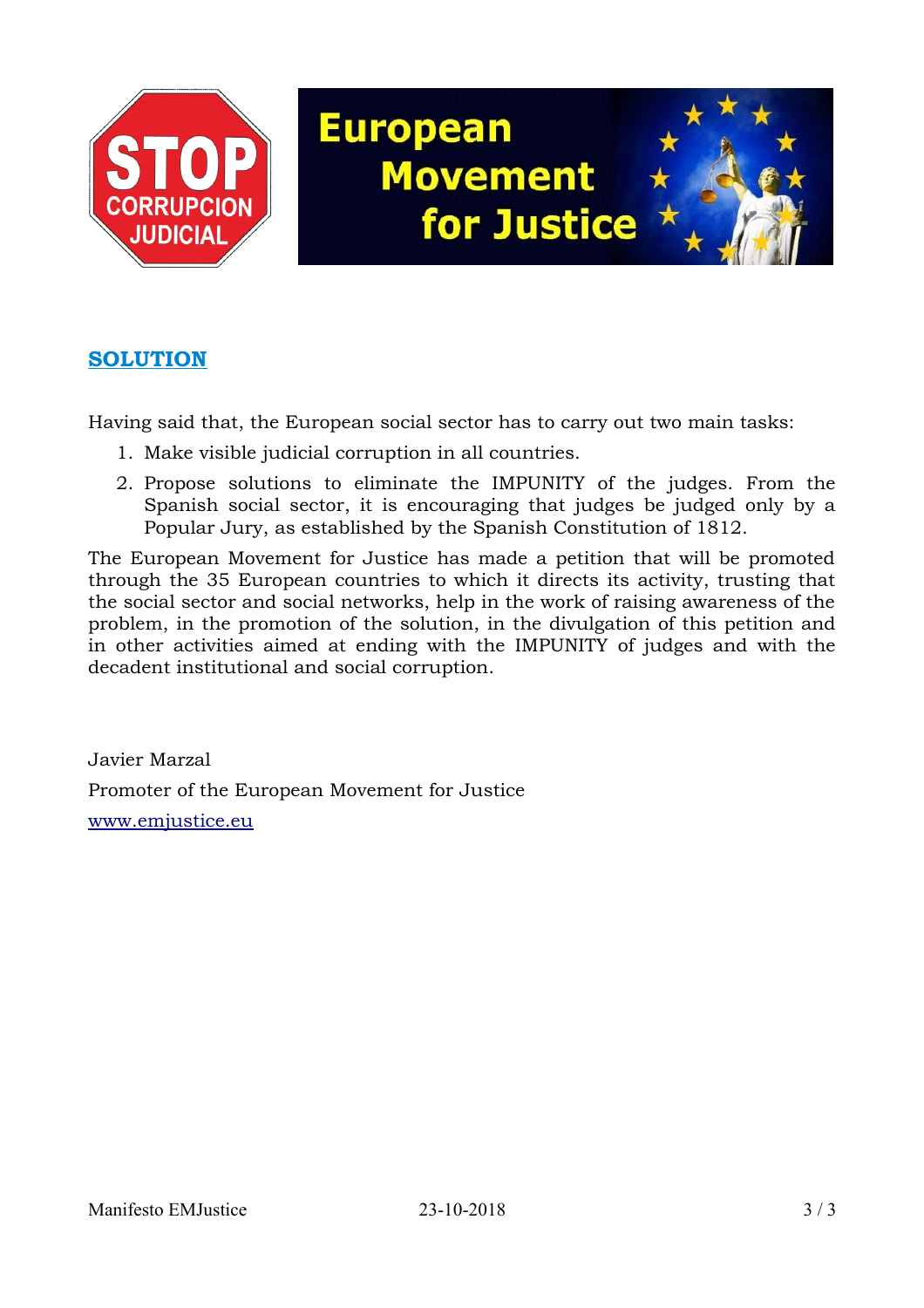## SOLUTION

Having said that, the European social sector has to carry out two main tasks:

1. Make visible judicial corruption in all countries.
2. Propose solutions to eliminate the IMPUNITY of the judges. From the Spanish social sector, it is encouraging that judges be judged only by a Popular Jury, as established by the Spanish Constitution of 1812.

The European Movement for Justice has made a petition that will be promoted through the 35 European countries to which it directs its activity, trusting that the social sector and social networks, help in the work of raising awareness of the problem, in the promotion of the solution, in the divulgation of this petition and in other activities aimed at ending with the IMPUNITY of judges and with the decadent institutional and social corruption.

Javier Marzal

Promoter of the European Movement for Justice

www.emjustice.eu